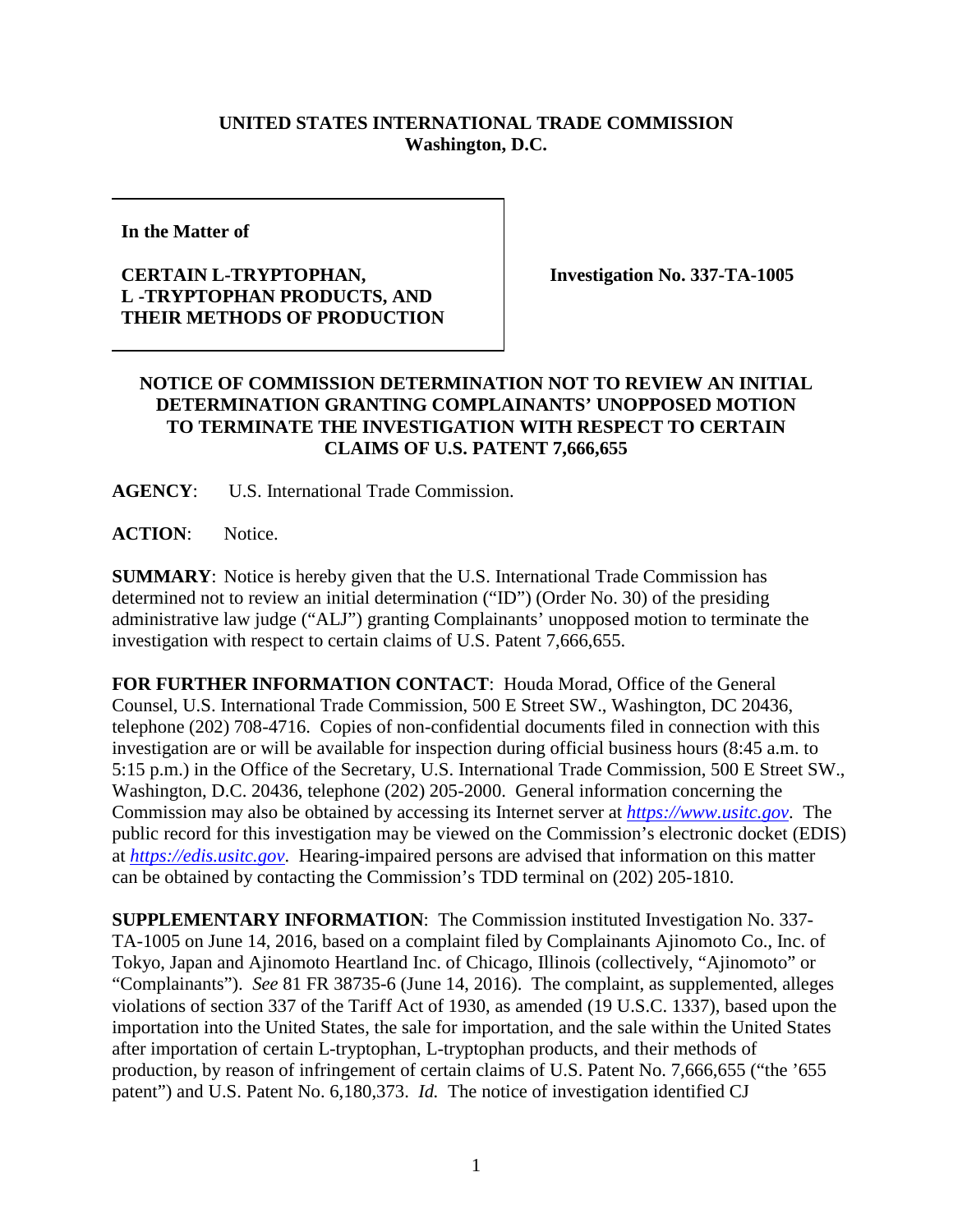**UNITED STATES INTERNATIONAL TRADE COMMISSION**
**Washington, D.C.**

| | |
|---|---|
| **In the Matter of**<br><br>**CERTAIN L-TRYPTOPHAN, L -TRYPTOPHAN PRODUCTS, AND THEIR METHODS OF PRODUCTION** | **Investigation No. 337-TA-1005** |

**NOTICE OF COMMISSION DETERMINATION NOT TO REVIEW AN INITIAL DETERMINATION GRANTING COMPLAINANTS' UNOPPOSED MOTION TO TERMINATE THE INVESTIGATION WITH RESPECT TO CERTAIN CLAIMS OF U.S. PATENT 7,666,655**

**AGENCY**: U.S. International Trade Commission.

**ACTION**: Notice.

**SUMMARY**: Notice is hereby given that the U.S. International Trade Commission has determined not to review an initial determination ("ID") (Order No. 30) of the presiding administrative law judge ("ALJ") granting Complainants' unopposed motion to terminate the investigation with respect to certain claims of U.S. Patent 7,666,655.

**FOR FURTHER INFORMATION CONTACT**: Houda Morad, Office of the General Counsel, U.S. International Trade Commission, 500 E Street SW., Washington, DC 20436, telephone (202) 708-4716. Copies of non-confidential documents filed in connection with this investigation are or will be available for inspection during official business hours (8:45 a.m. to 5:15 p.m.) in the Office of the Secretary, U.S. International Trade Commission, 500 E Street SW., Washington, D.C. 20436, telephone (202) 205-2000. General information concerning the Commission may also be obtained by accessing its Internet server at *https://www.usitc.gov*. The public record for this investigation may be viewed on the Commission's electronic docket (EDIS) at *https://edis.usitc.gov*. Hearing-impaired persons are advised that information on this matter can be obtained by contacting the Commission's TDD terminal on (202) 205-1810.

**SUPPLEMENTARY INFORMATION**: The Commission instituted Investigation No. 337-TA-1005 on June 14, 2016, based on a complaint filed by Complainants Ajinomoto Co., Inc. of Tokyo, Japan and Ajinomoto Heartland Inc. of Chicago, Illinois (collectively, "Ajinomoto" or "Complainants"). *See* 81 FR 38735-6 (June 14, 2016). The complaint, as supplemented, alleges violations of section 337 of the Tariff Act of 1930, as amended (19 U.S.C. 1337), based upon the importation into the United States, the sale for importation, and the sale within the United States after importation of certain L-tryptophan, L-tryptophan products, and their methods of production, by reason of infringement of certain claims of U.S. Patent No. 7,666,655 ("the '655 patent") and U.S. Patent No. 6,180,373. *Id.* The notice of investigation identified CJ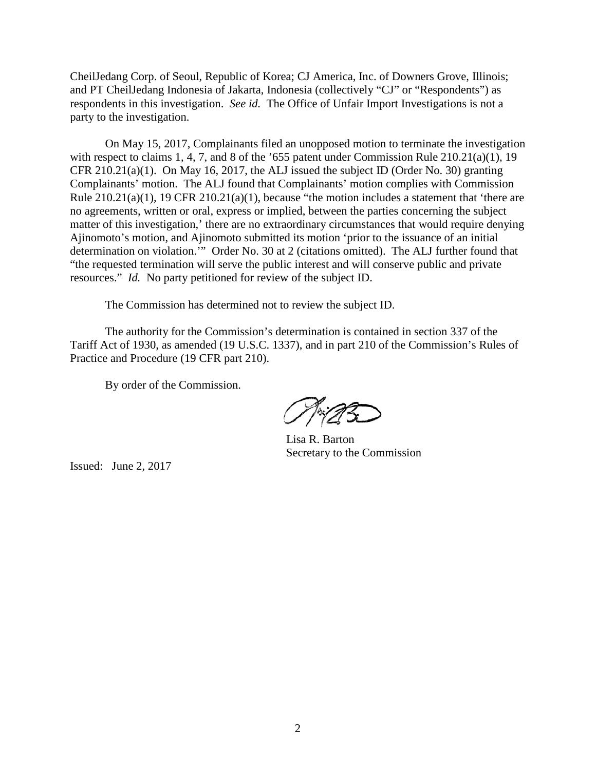CheilJedang Corp. of Seoul, Republic of Korea; CJ America, Inc. of Downers Grove, Illinois; and PT CheilJedang Indonesia of Jakarta, Indonesia (collectively "CJ" or "Respondents") as respondents in this investigation. *See id.* The Office of Unfair Import Investigations is not a party to the investigation.

On May 15, 2017, Complainants filed an unopposed motion to terminate the investigation with respect to claims 1, 4, 7, and 8 of the '655 patent under Commission Rule 210.21(a)(1), 19 CFR 210.21(a)(1). On May 16, 2017, the ALJ issued the subject ID (Order No. 30) granting Complainants' motion. The ALJ found that Complainants' motion complies with Commission Rule 210.21(a)(1), 19 CFR 210.21(a)(1), because "the motion includes a statement that 'there are no agreements, written or oral, express or implied, between the parties concerning the subject matter of this investigation,' there are no extraordinary circumstances that would require denying Ajinomoto's motion, and Ajinomoto submitted its motion 'prior to the issuance of an initial determination on violation.'" Order No. 30 at 2 (citations omitted). The ALJ further found that "the requested termination will serve the public interest and will conserve public and private resources." *Id.* No party petitioned for review of the subject ID.

The Commission has determined not to review the subject ID.

The authority for the Commission's determination is contained in section 337 of the Tariff Act of 1930, as amended (19 U.S.C. 1337), and in part 210 of the Commission's Rules of Practice and Procedure (19 CFR part 210).

By order of the Commission.

Lisa R. Barton
Secretary to the Commission

Issued: June 2, 2017